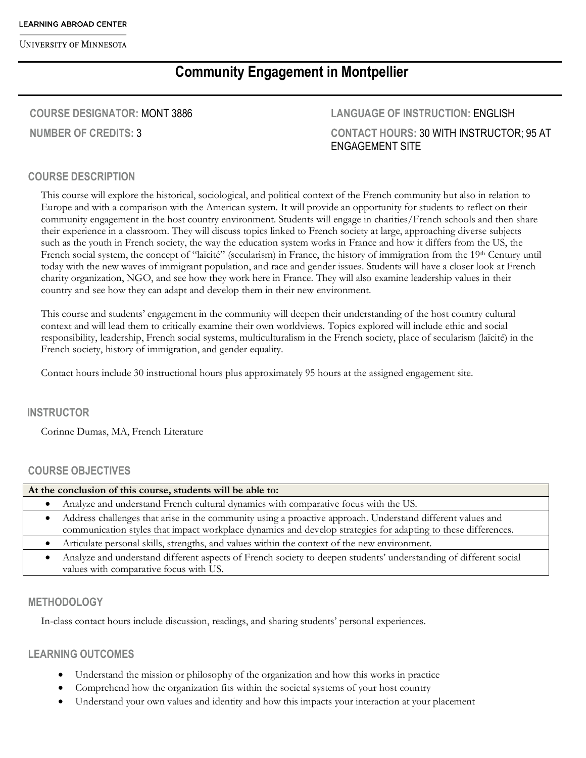LEARNING ABROAD CENTER

UNIVERSITY OF MINNESOTA

# Community Engagement in Montpellier

**COURSE DESIGNATOR:** MONT 3886

**NUMBER OF CREDITS:** 3

**LANGUAGE OF INSTRUCTION:** ENGLISH

**CONTACT HOURS:** 30 WITH INSTRUCTOR; 95 AT ENGAGEMENT SITE

## COURSE DESCRIPTION

This course will explore the historical, sociological, and political context of the French community but also in relation to Europe and with a comparison with the American system. It will provide an opportunity for students to reflect on their community engagement in the host country environment. Students will engage in charities/French schools and then share their experience in a classroom. They will discuss topics linked to French society at large, approaching diverse subjects such as the youth in French society, the way the education system works in France and how it differs from the US, the French social system, the concept of "laïcité" (secularism) in France, the history of immigration from the 19th Century until today with the new waves of immigrant population, and race and gender issues. Students will have a closer look at French charity organization, NGO, and see how they work here in France. They will also examine leadership values in their country and see how they can adapt and develop them in their new environment.

This course and students' engagement in the community will deepen their understanding of the host country cultural context and will lead them to critically examine their own worldviews. Topics explored will include ethic and social responsibility, leadership, French social systems, multiculturalism in the French society, place of secularism (laïcité) in the French society, history of immigration, and gender equality.

Contact hours include 30 instructional hours plus approximately 95 hours at the assigned engagement site.

## INSTRUCTOR

Corinne Dumas, MA, French Literature

## COURSE OBJECTIVES

| At the conclusion of this course, students will be able to: |
|---|
| • Analyze and understand French cultural dynamics with comparative focus with the US. |
| • Address challenges that arise in the community using a proactive approach. Understand different values and communication styles that impact workplace dynamics and develop strategies for adapting to these differences. |
| • Articulate personal skills, strengths, and values within the context of the new environment. |
| • Analyze and understand different aspects of French society to deepen students' understanding of different social values with comparative focus with US. |

## METHODOLOGY

In-class contact hours include discussion, readings, and sharing students' personal experiences.

## LEARNING OUTCOMES

- Understand the mission or philosophy of the organization and how this works in practice
- Comprehend how the organization fits within the societal systems of your host country
- Understand your own values and identity and how this impacts your interaction at your placement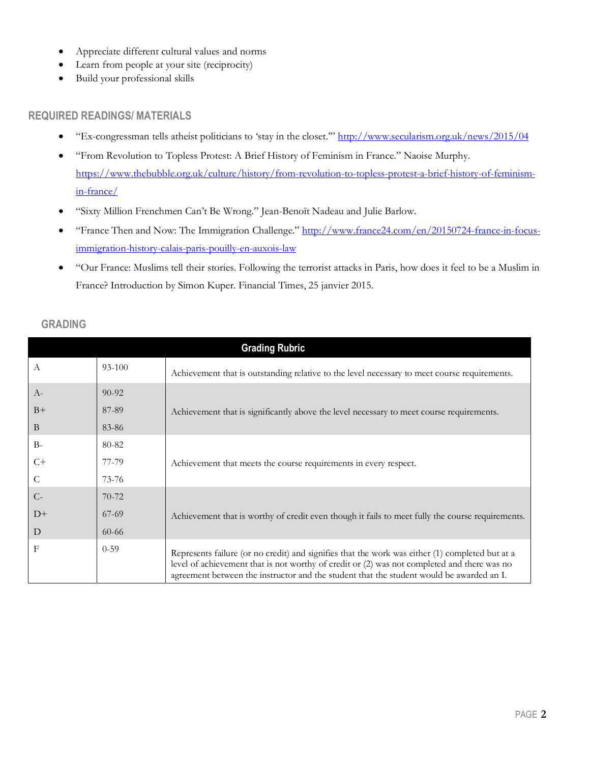- Appreciate different cultural values and norms
- Learn from people at your site (reciprocity)
- Build your professional skills

## REQUIRED READINGS/ MATERIALS

- "Ex-congressman tells atheist politicians to 'stay in the closet.'" http://www.secularism.org.uk/news/2015/04
- "From Revolution to Topless Protest: A Brief History of Feminism in France." Naoise Murphy. https://www.thebubble.org.uk/culture/history/from-revolution-to-topless-protest-a-brief-history-of-feminism-in-france/
- "Sixty Million Frenchmen Can't Be Wrong." Jean-Benoït Nadeau and Julie Barlow.
- "France Then and Now: The Immigration Challenge." http://www.france24.com/en/20150724-france-in-focus-immigration-history-calais-paris-pouilly-en-auxois-law
- "Our France: Muslims tell their stories. Following the terrorist attacks in Paris, how does it feel to be a Muslim in France? Introduction by Simon Kuper. Financial Times, 25 janvier 2015.

## GRADING

| Grading Rubric | | |
|---|---|---|
| A | 93-100 | Achievement that is outstanding relative to the level necessary to meet course requirements. |
| A-<br>B+<br>B | 90-92<br>87-89<br>83-86 | Achievement that is significantly above the level necessary to meet course requirements. |
| B-<br>C+<br>C | 80-82<br>77-79<br>73-76 | Achievement that meets the course requirements in every respect. |
| C-<br>D+<br>D | 70-72<br>67-69<br>60-66 | Achievement that is worthy of credit even though it fails to meet fully the course requirements. |
| F | 0-59 | Represents failure (or no credit) and signifies that the work was either (1) completed but at a level of achievement that is not worthy of credit or (2) was not completed and there was no agreement between the instructor and the student that the student would be awarded an I. |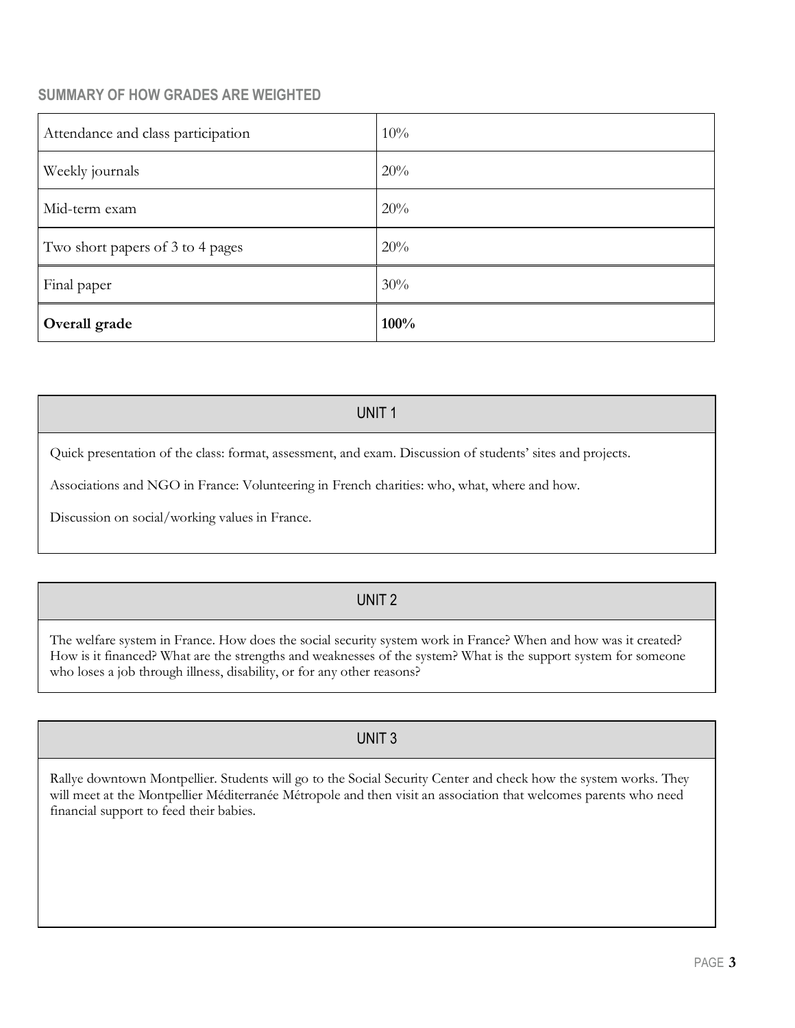### SUMMARY OF HOW GRADES ARE WEIGHTED

| Component | Weight |
|---|---|
| Attendance and class participation | 10% |
| Weekly journals | 20% |
| Mid-term exam | 20% |
| Two short papers of 3 to 4 pages | 20% |
| Final paper | 30% |
| **Overall grade** | **100%** |

## UNIT 1

Quick presentation of the class: format, assessment, and exam. Discussion of students' sites and projects.

Associations and NGO in France: Volunteering in French charities: who, what, where and how.

Discussion on social/working values in France.

## UNIT 2

The welfare system in France. How does the social security system work in France? When and how was it created? How is it financed? What are the strengths and weaknesses of the system? What is the support system for someone who loses a job through illness, disability, or for any other reasons?

## UNIT 3

Rallye downtown Montpellier. Students will go to the Social Security Center and check how the system works. They will meet at the Montpellier Méditerranée Métropole and then visit an association that welcomes parents who need financial support to feed their babies.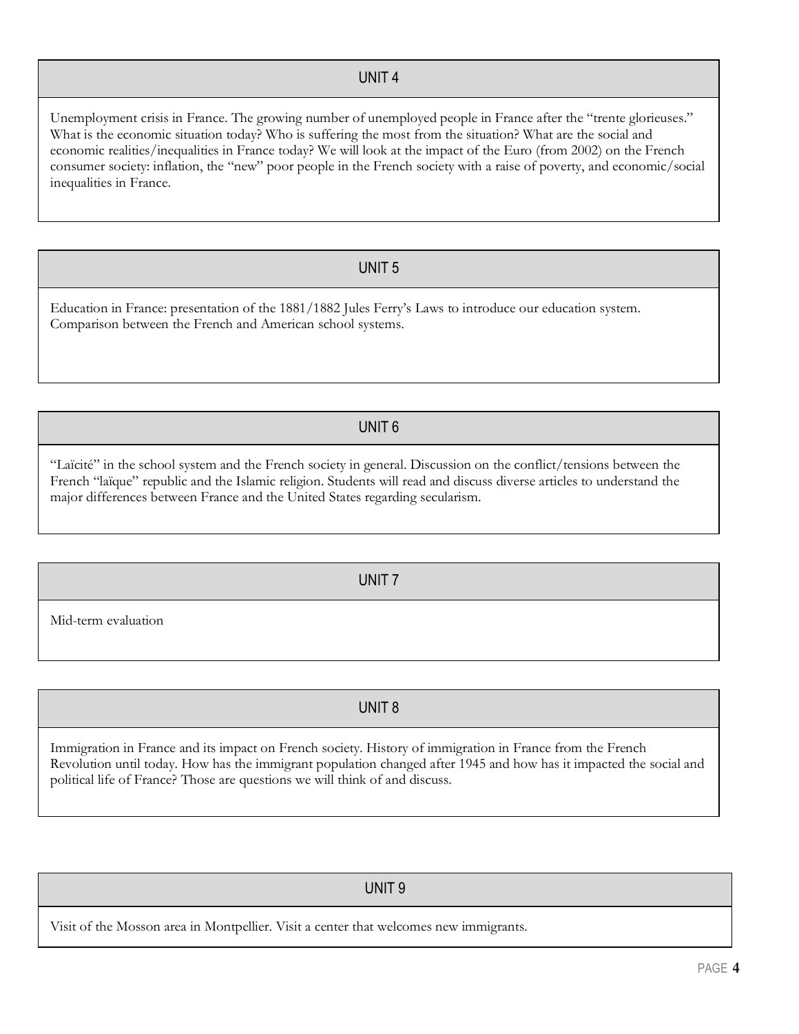## UNIT 4

Unemployment crisis in France. The growing number of unemployed people in France after the "trente glorieuses." What is the economic situation today? Who is suffering the most from the situation? What are the social and economic realities/inequalities in France today? We will look at the impact of the Euro (from 2002) on the French consumer society: inflation, the "new" poor people in the French society with a raise of poverty, and economic/social inequalities in France.

## UNIT 5

Education in France: presentation of the 1881/1882 Jules Ferry's Laws to introduce our education system. Comparison between the French and American school systems.

## UNIT 6

"Laïcité" in the school system and the French society in general. Discussion on the conflict/tensions between the French "laïque" republic and the Islamic religion. Students will read and discuss diverse articles to understand the major differences between France and the United States regarding secularism.

## UNIT 7

Mid-term evaluation

## UNIT 8

Immigration in France and its impact on French society. History of immigration in France from the French Revolution until today. How has the immigrant population changed after 1945 and how has it impacted the social and political life of France? Those are questions we will think of and discuss.

## UNIT 9

Visit of the Mosson area in Montpellier. Visit a center that welcomes new immigrants.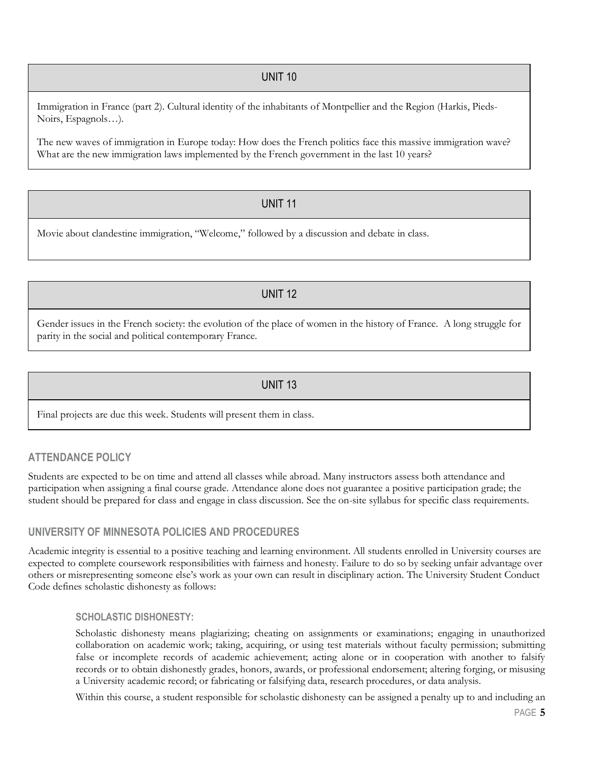## UNIT 10

Immigration in France (part 2). Cultural identity of the inhabitants of Montpellier and the Region (Harkis, Pieds-Noirs, Espagnols…).

The new waves of immigration in Europe today: How does the French politics face this massive immigration wave? What are the new immigration laws implemented by the French government in the last 10 years?

## UNIT 11

Movie about clandestine immigration, "Welcome," followed by a discussion and debate in class.

## UNIT 12

Gender issues in the French society: the evolution of the place of women in the history of France. A long struggle for parity in the social and political contemporary France.

## UNIT 13

Final projects are due this week. Students will present them in class.

## ATTENDANCE POLICY

Students are expected to be on time and attend all classes while abroad. Many instructors assess both attendance and participation when assigning a final course grade. Attendance alone does not guarantee a positive participation grade; the student should be prepared for class and engage in class discussion. See the on-site syllabus for specific class requirements.

## UNIVERSITY OF MINNESOTA POLICIES AND PROCEDURES

Academic integrity is essential to a positive teaching and learning environment. All students enrolled in University courses are expected to complete coursework responsibilities with fairness and honesty. Failure to do so by seeking unfair advantage over others or misrepresenting someone else's work as your own can result in disciplinary action. The University Student Conduct Code defines scholastic dishonesty as follows:

### SCHOLASTIC DISHONESTY:

Scholastic dishonesty means plagiarizing; cheating on assignments or examinations; engaging in unauthorized collaboration on academic work; taking, acquiring, or using test materials without faculty permission; submitting false or incomplete records of academic achievement; acting alone or in cooperation with another to falsify records or to obtain dishonestly grades, honors, awards, or professional endorsement; altering forging, or misusing a University academic record; or fabricating or falsifying data, research procedures, or data analysis.

Within this course, a student responsible for scholastic dishonesty can be assigned a penalty up to and including an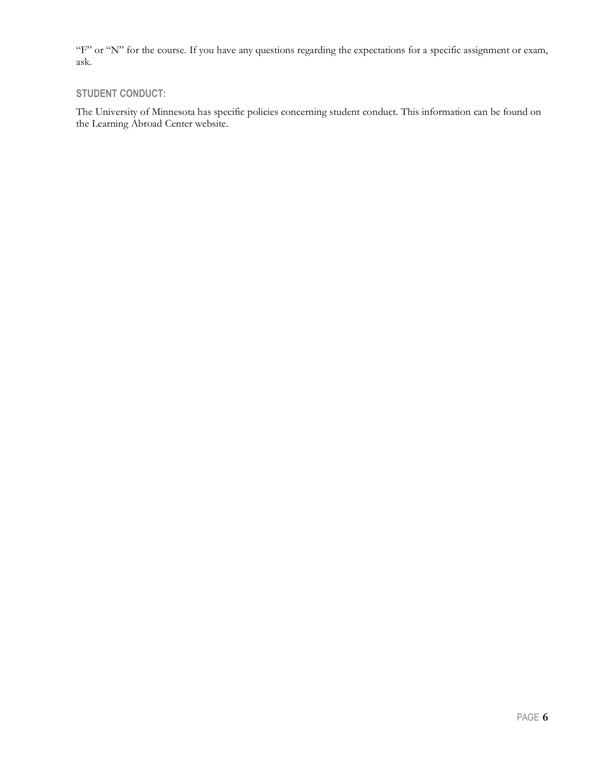"F" or "N" for the course. If you have any questions regarding the expectations for a specific assignment or exam, ask.

### STUDENT CONDUCT:

The University of Minnesota has specific policies concerning student conduct. This information can be found on the Learning Abroad Center website.